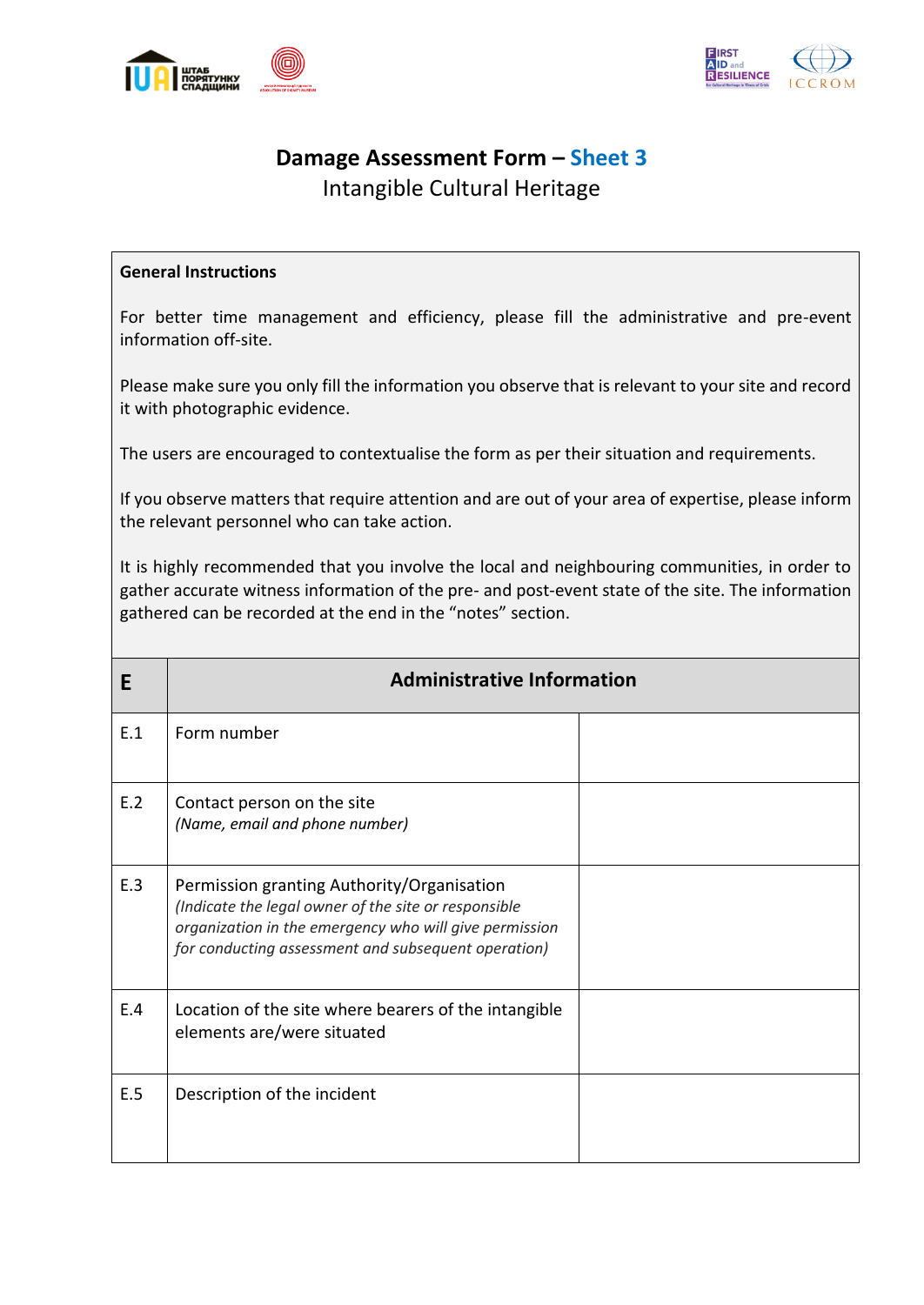# Damage Assessment Form – Sheet 3

## Intangible Cultural Heritage

**General Instructions**

For better time management and efficiency, please fill the administrative and pre-event information off-site.

Please make sure you only fill the information you observe that is relevant to your site and record it with photographic evidence.

The users are encouraged to contextualise the form as per their situation and requirements.

If you observe matters that require attention and are out of your area of expertise, please inform the relevant personnel who can take action.

It is highly recommended that you involve the local and neighbouring communities, in order to gather accurate witness information of the pre- and post-event state of the site. The information gathered can be recorded at the end in the "notes" section.

| **E** | **Administrative Information** | |
|---|---|---|
| E.1 | Form number | |
| E.2 | Contact person on the site<br>*(Name, email and phone number)* | |
| E.3 | Permission granting Authority/Organisation<br>*(Indicate the legal owner of the site or responsible organization in the emergency who will give permission for conducting assessment and subsequent operation)* | |
| E.4 | Location of the site where bearers of the intangible elements are/were situated | |
| E.5 | Description of the incident | |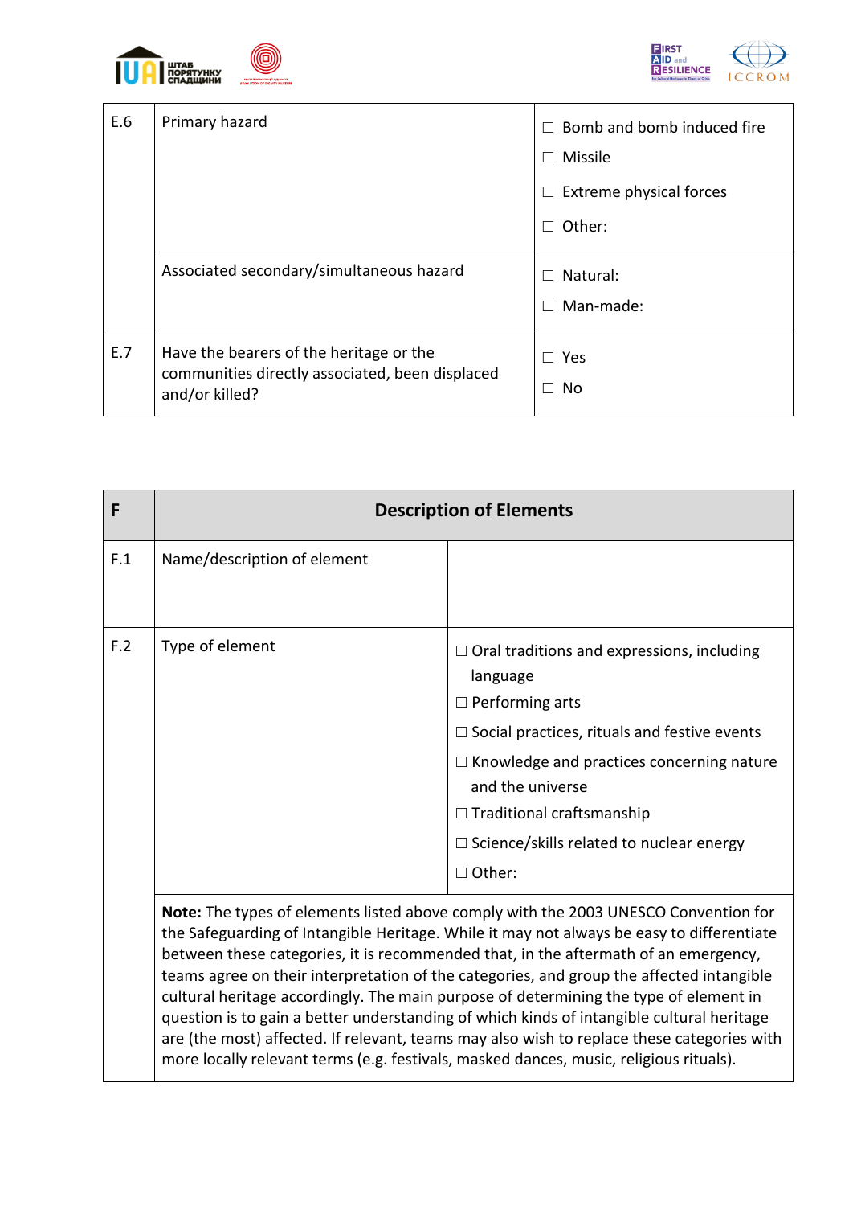| | | |
|---|---|---|
| E.6 | Primary hazard | ☐ Bomb and bomb induced fire<br>☐ Missile<br>☐ Extreme physical forces<br>☐ Other: |
| | Associated secondary/simultaneous hazard | ☐ Natural:<br>☐ Man-made: |
| E.7 | Have the bearers of the heritage or the communities directly associated, been displaced and/or killed? | ☐ Yes<br>☐ No |

| F | Description of Elements | |
|---|---|---|
| F.1 | Name/description of element | |
| F.2 | Type of element | ☐ Oral traditions and expressions, including language<br>☐ Performing arts<br>☐ Social practices, rituals and festive events<br>☐ Knowledge and practices concerning nature and the universe<br>☐ Traditional craftsmanship<br>☐ Science/skills related to nuclear energy<br>☐ Other: |
| | **Note:** The types of elements listed above comply with the 2003 UNESCO Convention for the Safeguarding of Intangible Heritage. While it may not always be easy to differentiate between these categories, it is recommended that, in the aftermath of an emergency, teams agree on their interpretation of the categories, and group the affected intangible cultural heritage accordingly. The main purpose of determining the type of element in question is to gain a better understanding of which kinds of intangible cultural heritage are (the most) affected. If relevant, teams may also wish to replace these categories with more locally relevant terms (e.g. festivals, masked dances, music, religious rituals). | |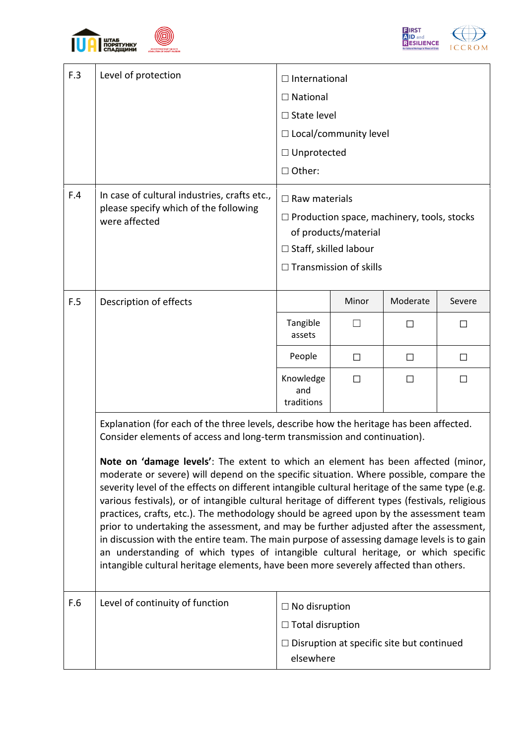| | | |
|---|---|---|
| F.3 | Level of protection | ☐ International<br>☐ National<br>☐ State level<br>☐ Local/community level<br>☐ Unprotected<br>☐ Other: |
| F.4 | In case of cultural industries, crafts etc., please specify which of the following were affected | ☐ Raw materials<br>☐ Production space, machinery, tools, stocks of products/material<br>☐ Staff, skilled labour<br>☐ Transmission of skills |
| F.5 | Description of effects | |

| | Minor | Moderate | Severe |
|---|---|---|---|
| Tangible assets | ☐ | ☐ | ☐ |
| People | ☐ | ☐ | ☐ |
| Knowledge and traditions | ☐ | ☐ | ☐ |

Explanation (for each of the three levels, describe how the heritage has been affected. Consider elements of access and long-term transmission and continuation).

**Note on 'damage levels'**: The extent to which an element has been affected (minor, moderate or severe) will depend on the specific situation. Where possible, compare the severity level of the effects on different intangible cultural heritage of the same type (e.g. various festivals), or of intangible cultural heritage of different types (festivals, religious practices, crafts, etc.). The methodology should be agreed upon by the assessment team prior to undertaking the assessment, and may be further adjusted after the assessment, in discussion with the entire team. The main purpose of assessing damage levels is to gain an understanding of which types of intangible cultural heritage, or which specific intangible cultural heritage elements, have been more severely affected than others.

| | | |
|---|---|---|
| F.6 | Level of continuity of function | ☐ No disruption<br>☐ Total disruption<br>☐ Disruption at specific site but continued elsewhere |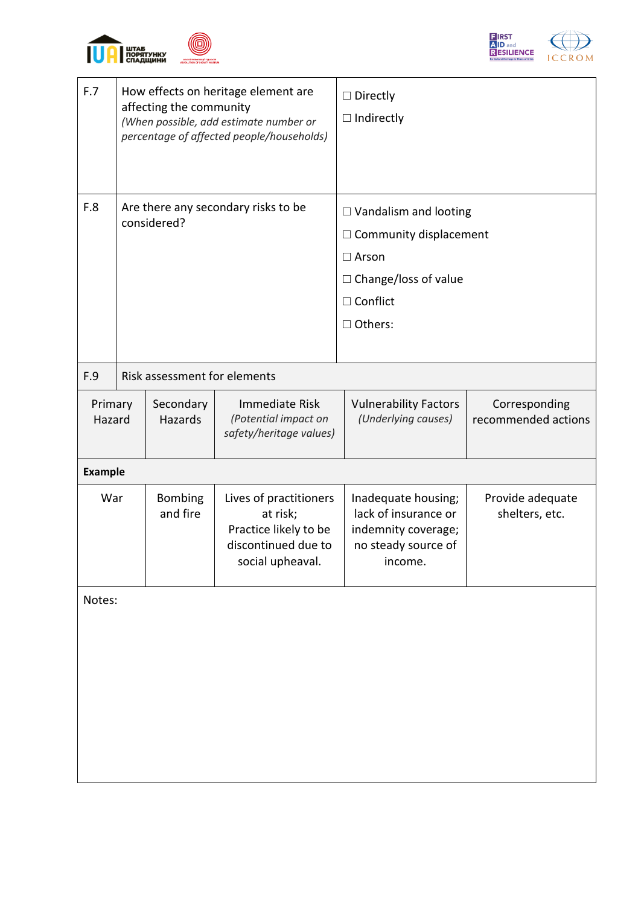| | | |
|---|---|---|
| F.7 | How effects on heritage element are affecting the community<br>*(When possible, add estimate number or percentage of affected people/households)* | ☐ Directly<br>☐ Indirectly |
| F.8 | Are there any secondary risks to be considered? | ☐ Vandalism and looting<br>☐ Community displacement<br>☐ Arson<br>☐ Change/loss of value<br>☐ Conflict<br>☐ Others: |
| F.9 | Risk assessment for elements | |

| Primary Hazard | Secondary Hazards | Immediate Risk *(Potential impact on safety/heritage values)* | Vulnerability Factors *(Underlying causes)* | Corresponding recommended actions |
|---|---|---|---|---|
| **Example** | | | | |
| War | Bombing and fire | Lives of practitioners at risk; Practice likely to be discontinued due to social upheaval. | Inadequate housing; lack of insurance or indemnity coverage; no steady source of income. | Provide adequate shelters, etc. |

Notes: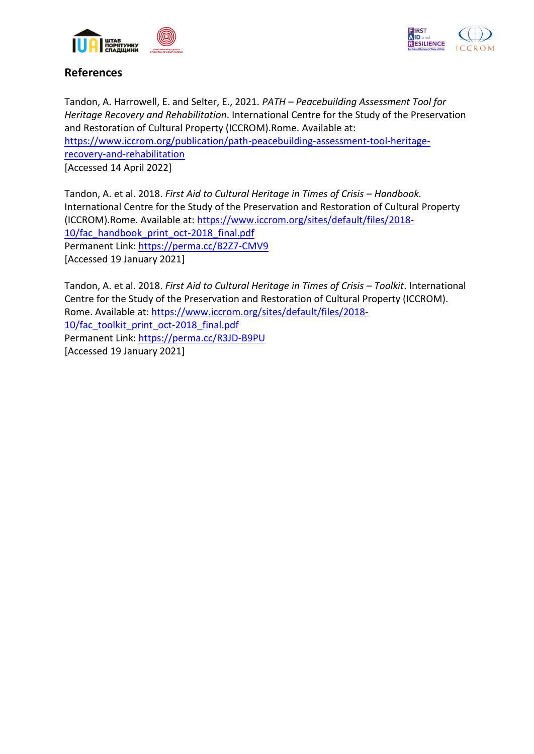## References

Tandon, A. Harrowell, E. and Selter, E., 2021. *PATH – Peacebuilding Assessment Tool for Heritage Recovery and Rehabilitation*. International Centre for the Study of the Preservation and Restoration of Cultural Property (ICCROM).Rome. Available at: https://www.iccrom.org/publication/path-peacebuilding-assessment-tool-heritage-recovery-and-rehabilitation
[Accessed 14 April 2022]

Tandon, A. et al. 2018. *First Aid to Cultural Heritage in Times of Crisis – Handbook.* International Centre for the Study of the Preservation and Restoration of Cultural Property (ICCROM).Rome. Available at: https://www.iccrom.org/sites/default/files/2018-10/fac_handbook_print_oct-2018_final.pdf
Permanent Link: https://perma.cc/B2Z7-CMV9
[Accessed 19 January 2021]

Tandon, A. et al. 2018. *First Aid to Cultural Heritage in Times of Crisis – Toolkit*. International Centre for the Study of the Preservation and Restoration of Cultural Property (ICCROM). Rome. Available at: https://www.iccrom.org/sites/default/files/2018-10/fac_toolkit_print_oct-2018_final.pdf
Permanent Link: https://perma.cc/R3JD-B9PU
[Accessed 19 January 2021]